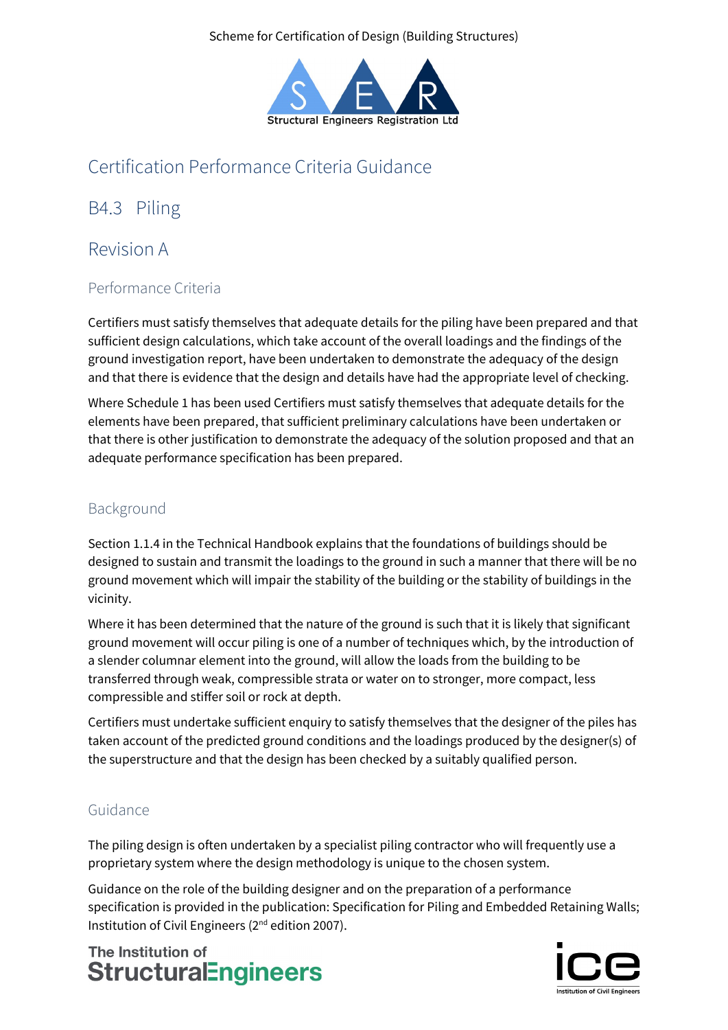Scheme for Certification of Design (Building Structures)

# Certification Performance Criteria Guidance

## B4.3 Piling

## Revision A

### Performance Criteria

Certifiers must satisfy themselves that adequate details for the piling have been prepared and that sufficient design calculations, which take account of the overall loadings and the findings of the ground investigation report, have been undertaken to demonstrate the adequacy of the design and that there is evidence that the design and details have had the appropriate level of checking.

Where Schedule 1 has been used Certifiers must satisfy themselves that adequate details for the elements have been prepared, that sufficient preliminary calculations have been undertaken or that there is other justification to demonstrate the adequacy of the solution proposed and that an adequate performance specification has been prepared.

### Background

Section 1.1.4 in the Technical Handbook explains that the foundations of buildings should be designed to sustain and transmit the loadings to the ground in such a manner that there will be no ground movement which will impair the stability of the building or the stability of buildings in the vicinity.

Where it has been determined that the nature of the ground is such that it is likely that significant ground movement will occur piling is one of a number of techniques which, by the introduction of a slender columnar element into the ground, will allow the loads from the building to be transferred through weak, compressible strata or water on to stronger, more compact, less compressible and stiffer soil or rock at depth.

Certifiers must undertake sufficient enquiry to satisfy themselves that the designer of the piles has taken account of the predicted ground conditions and the loadings produced by the designer(s) of the superstructure and that the design has been checked by a suitably qualified person.

### Guidance

The piling design is often undertaken by a specialist piling contractor who will frequently use a proprietary system where the design methodology is unique to the chosen system.

Guidance on the role of the building designer and on the preparation of a performance specification is provided in the publication: Specification for Piling and Embedded Retaining Walls; Institution of Civil Engineers (2nd edition 2007).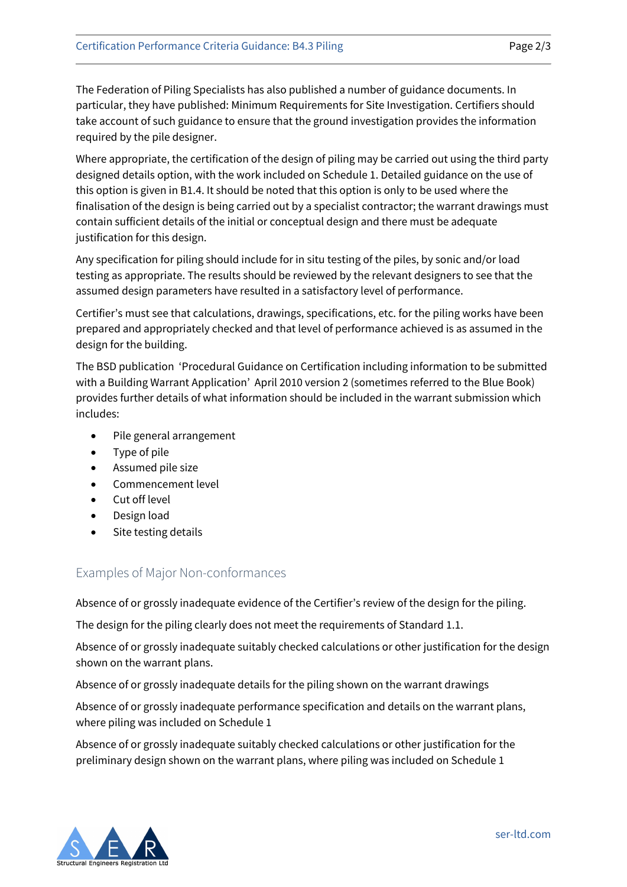The Federation of Piling Specialists has also published a number of guidance documents. In particular, they have published: Minimum Requirements for Site Investigation. Certifiers should take account of such guidance to ensure that the ground investigation provides the information required by the pile designer.

Where appropriate, the certification of the design of piling may be carried out using the third party designed details option, with the work included on Schedule 1. Detailed guidance on the use of this option is given in B1.4. It should be noted that this option is only to be used where the finalisation of the design is being carried out by a specialist contractor; the warrant drawings must contain sufficient details of the initial or conceptual design and there must be adequate justification for this design.

Any specification for piling should include for in situ testing of the piles, by sonic and/or load testing as appropriate. The results should be reviewed by the relevant designers to see that the assumed design parameters have resulted in a satisfactory level of performance.

Certifier's must see that calculations, drawings, specifications, etc. for the piling works have been prepared and appropriately checked and that level of performance achieved is as assumed in the design for the building.

The BSD publication 'Procedural Guidance on Certification including information to be submitted with a Building Warrant Application' April 2010 version 2 (sometimes referred to the Blue Book) provides further details of what information should be included in the warrant submission which includes:

- Pile general arrangement
- Type of pile
- Assumed pile size
- Commencement level
- Cut off level
- Design load
- Site testing details

## Examples of Major Non-conformances

Absence of or grossly inadequate evidence of the Certifier's review of the design for the piling.

The design for the piling clearly does not meet the requirements of Standard 1.1.

Absence of or grossly inadequate suitably checked calculations or other justification for the design shown on the warrant plans.

Absence of or grossly inadequate details for the piling shown on the warrant drawings

Absence of or grossly inadequate performance specification and details on the warrant plans, where piling was included on Schedule 1

Absence of or grossly inadequate suitably checked calculations or other justification for the preliminary design shown on the warrant plans, where piling was included on Schedule 1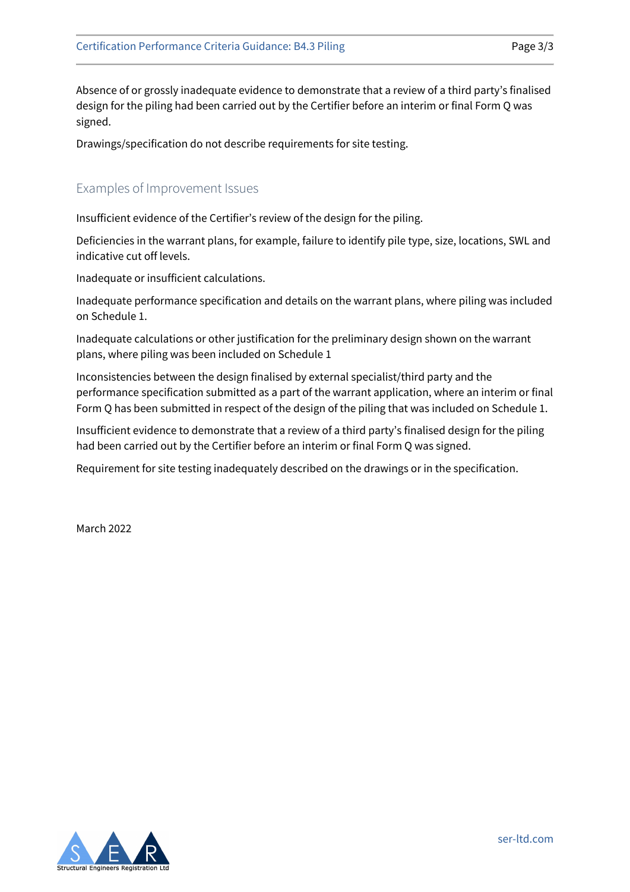Absence of or grossly inadequate evidence to demonstrate that a review of a third party's finalised design for the piling had been carried out by the Certifier before an interim or final Form Q was signed.

Drawings/specification do not describe requirements for site testing.

## Examples of Improvement Issues

Insufficient evidence of the Certifier's review of the design for the piling.

Deficiencies in the warrant plans, for example, failure to identify pile type, size, locations, SWL and indicative cut off levels.

Inadequate or insufficient calculations.

Inadequate performance specification and details on the warrant plans, where piling was included on Schedule 1.

Inadequate calculations or other justification for the preliminary design shown on the warrant plans, where piling was been included on Schedule 1

Inconsistencies between the design finalised by external specialist/third party and the performance specification submitted as a part of the warrant application, where an interim or final Form Q has been submitted in respect of the design of the piling that was included on Schedule 1.

Insufficient evidence to demonstrate that a review of a third party's finalised design for the piling had been carried out by the Certifier before an interim or final Form Q was signed.

Requirement for site testing inadequately described on the drawings or in the specification.

March 2022